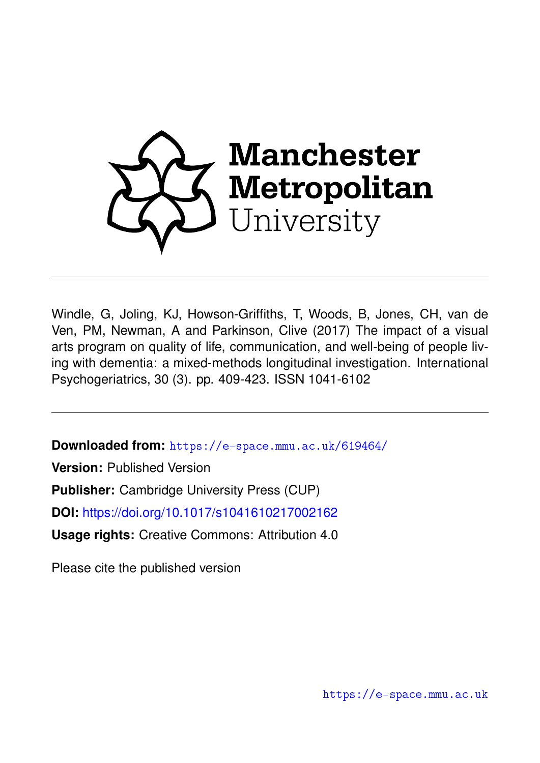Manchester Metropolitan University

Windle, G, Joling, KJ, Howson-Griffiths, T, Woods, B, Jones, CH, van de Ven, PM, Newman, A and Parkinson, Clive (2017) The impact of a visual arts program on quality of life, communication, and well-being of people living with dementia: a mixed-methods longitudinal investigation. International Psychogeriatrics, 30 (3). pp. 409-423. ISSN 1041-6102

**Downloaded from:** https://e-space.mmu.ac.uk/619464/

**Version:** Published Version

**Publisher:** Cambridge University Press (CUP)

**DOI:** https://doi.org/10.1017/s1041610217002162

**Usage rights:** Creative Commons: Attribution 4.0

Please cite the published version

https://e-space.mmu.ac.uk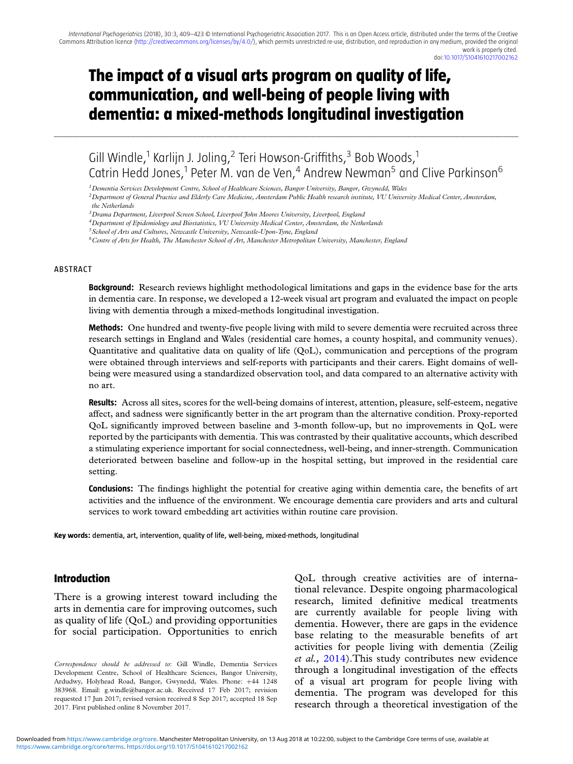# The impact of a visual arts program on quality of life, communication, and well-being of people living with dementia: a mixed-methods longitudinal investigation

Gill Windle,[1] Karlijn J. Joling,[2] Teri Howson-Griffiths,[3] Bob Woods,[1] Catrin Hedd Jones,[1] Peter M. van de Ven,[4] Andrew Newman[5] and Clive Parkinson[6]

[1] *Dementia Services Development Centre, School of Healthcare Sciences, Bangor University, Bangor, Gwynedd, Wales*
[2] *Department of General Practice and Elderly Care Medicine, Amsterdam Public Health research institute, VU University Medical Center, Amsterdam, the Netherlands*
[3] *Drama Department, Liverpool Screen School, Liverpool John Moores University, Liverpool, England*
[4] *Department of Epidemiology and Biostatistics, VU University Medical Center, Amsterdam, the Netherlands*
[5] *School of Arts and Cultures, Newcastle University, Newcastle-Upon-Tyne, England*
[6] *Centre of Arts for Health, The Manchester School of Art, Manchester Metropolitan University, Manchester, England*

## ABSTRACT

**Background:** Research reviews highlight methodological limitations and gaps in the evidence base for the arts in dementia care. In response, we developed a 12-week visual art program and evaluated the impact on people living with dementia through a mixed-methods longitudinal investigation.

**Methods:** One hundred and twenty-five people living with mild to severe dementia were recruited across three research settings in England and Wales (residential care homes, a county hospital, and community venues). Quantitative and qualitative data on quality of life (QoL), communication and perceptions of the program were obtained through interviews and self-reports with participants and their carers. Eight domains of well-being were measured using a standardized observation tool, and data compared to an alternative activity with no art.

**Results:** Across all sites, scores for the well-being domains of interest, attention, pleasure, self-esteem, negative affect, and sadness were significantly better in the art program than the alternative condition. Proxy-reported QoL significantly improved between baseline and 3-month follow-up, but no improvements in QoL were reported by the participants with dementia. This was contrasted by their qualitative accounts, which described a stimulating experience important for social connectedness, well-being, and inner-strength. Communication deteriorated between baseline and follow-up in the hospital setting, but improved in the residential care setting.

**Conclusions:** The findings highlight the potential for creative aging within dementia care, the benefits of art activities and the influence of the environment. We encourage dementia care providers and arts and cultural services to work toward embedding art activities within routine care provision.

**Key words:** dementia, art, intervention, quality of life, well-being, mixed-methods, longitudinal

## Introduction

There is a growing interest toward including the arts in dementia care for improving outcomes, such as quality of life (QoL) and providing opportunities for social participation. Opportunities to enrich QoL through creative activities are of international relevance. Despite ongoing pharmacological research, limited definitive medical treatments are currently available for people living with dementia. However, there are gaps in the evidence base relating to the measurable benefits of art activities for people living with dementia (Zeilig *et al.,* 2014).This study contributes new evidence through a longitudinal investigation of the effects of a visual art program for people living with dementia. The program was developed for this research through a theoretical investigation of the

*Correspondence should be addressed to*: Gill Windle, Dementia Services Development Centre, School of Healthcare Sciences, Bangor University, Ardudwy, Holyhead Road, Bangor, Gwynedd, Wales. Phone: +44 1248 383968. Email: g.windle@bangor.ac.uk. Received 17 Feb 2017; revision requested 17 Jun 2017; revised version received 8 Sep 2017; accepted 18 Sep 2017. First published online 8 November 2017.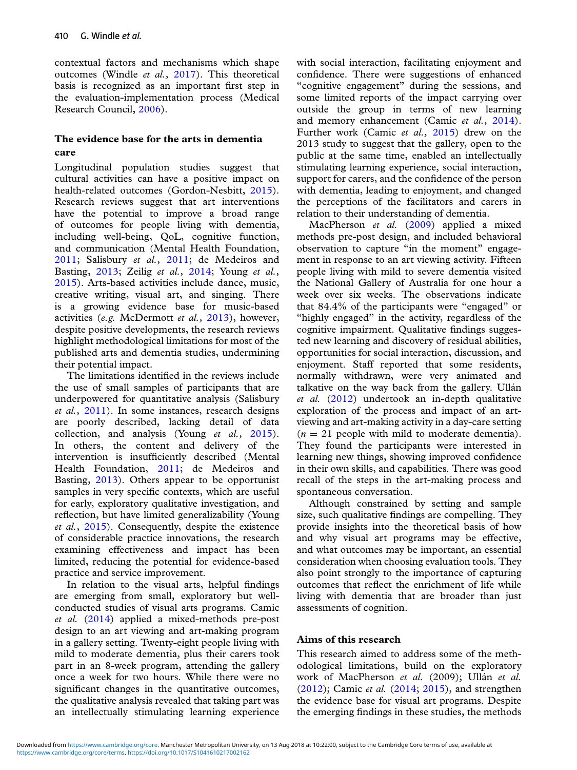contextual factors and mechanisms which shape outcomes (Windle *et al.,* 2017). This theoretical basis is recognized as an important first step in the evaluation-implementation process (Medical Research Council, 2006).

## The evidence base for the arts in dementia care

Longitudinal population studies suggest that cultural activities can have a positive impact on health-related outcomes (Gordon-Nesbitt, 2015). Research reviews suggest that art interventions have the potential to improve a broad range of outcomes for people living with dementia, including well-being, QoL, cognitive function, and communication (Mental Health Foundation, 2011; Salisbury *et al.,* 2011; de Medeiros and Basting, 2013; Zeilig *et al.,* 2014; Young *et al.,* 2015). Arts-based activities include dance, music, creative writing, visual art, and singing. There is a growing evidence base for music-based activities (*e.g.* McDermott *et al.,* 2013), however, despite positive developments, the research reviews highlight methodological limitations for most of the published arts and dementia studies, undermining their potential impact.

The limitations identified in the reviews include the use of small samples of participants that are underpowered for quantitative analysis (Salisbury *et al.,* 2011). In some instances, research designs are poorly described, lacking detail of data collection, and analysis (Young *et al.,* 2015). In others, the content and delivery of the intervention is insufficiently described (Mental Health Foundation, 2011; de Medeiros and Basting, 2013). Others appear to be opportunist samples in very specific contexts, which are useful for early, exploratory qualitative investigation, and reflection, but have limited generalizability (Young *et al.,* 2015). Consequently, despite the existence of considerable practice innovations, the research examining effectiveness and impact has been limited, reducing the potential for evidence-based practice and service improvement.

In relation to the visual arts, helpful findings are emerging from small, exploratory but well-conducted studies of visual arts programs. Camic *et al.* (2014) applied a mixed-methods pre-post design to an art viewing and art-making program in a gallery setting. Twenty-eight people living with mild to moderate dementia, plus their carers took part in an 8-week program, attending the gallery once a week for two hours. While there were no significant changes in the quantitative outcomes, the qualitative analysis revealed that taking part was an intellectually stimulating learning experience with social interaction, facilitating enjoyment and confidence. There were suggestions of enhanced "cognitive engagement" during the sessions, and some limited reports of the impact carrying over outside the group in terms of new learning and memory enhancement (Camic *et al.,* 2014). Further work (Camic *et al.,* 2015) drew on the 2013 study to suggest that the gallery, open to the public at the same time, enabled an intellectually stimulating learning experience, social interaction, support for carers, and the confidence of the person with dementia, leading to enjoyment, and changed the perceptions of the facilitators and carers in relation to their understanding of dementia.

MacPherson *et al.* (2009) applied a mixed methods pre-post design, and included behavioral observation to capture "in the moment" engagement in response to an art viewing activity. Fifteen people living with mild to severe dementia visited the National Gallery of Australia for one hour a week over six weeks. The observations indicate that 84.4% of the participants were "engaged" or "highly engaged" in the activity, regardless of the cognitive impairment. Qualitative findings suggested new learning and discovery of residual abilities, opportunities for social interaction, discussion, and enjoyment. Staff reported that some residents, normally withdrawn, were very animated and talkative on the way back from the gallery. Ullán *et al.* (2012) undertook an in-depth qualitative exploration of the process and impact of an art-viewing and art-making activity in a day-care setting ($n = 21$ people with mild to moderate dementia). They found the participants were interested in learning new things, showing improved confidence in their own skills, and capabilities. There was good recall of the steps in the art-making process and spontaneous conversation.

Although constrained by setting and sample size, such qualitative findings are compelling. They provide insights into the theoretical basis of how and why visual art programs may be effective, and what outcomes may be important, an essential consideration when choosing evaluation tools. They also point strongly to the importance of capturing outcomes that reflect the enrichment of life while living with dementia that are broader than just assessments of cognition.

## Aims of this research

This research aimed to address some of the methodological limitations, build on the exploratory work of MacPherson *et al.* (2009); Ullán *et al.* (2012); Camic *et al.* (2014; 2015), and strengthen the evidence base for visual art programs. Despite the emerging findings in these studies, the methods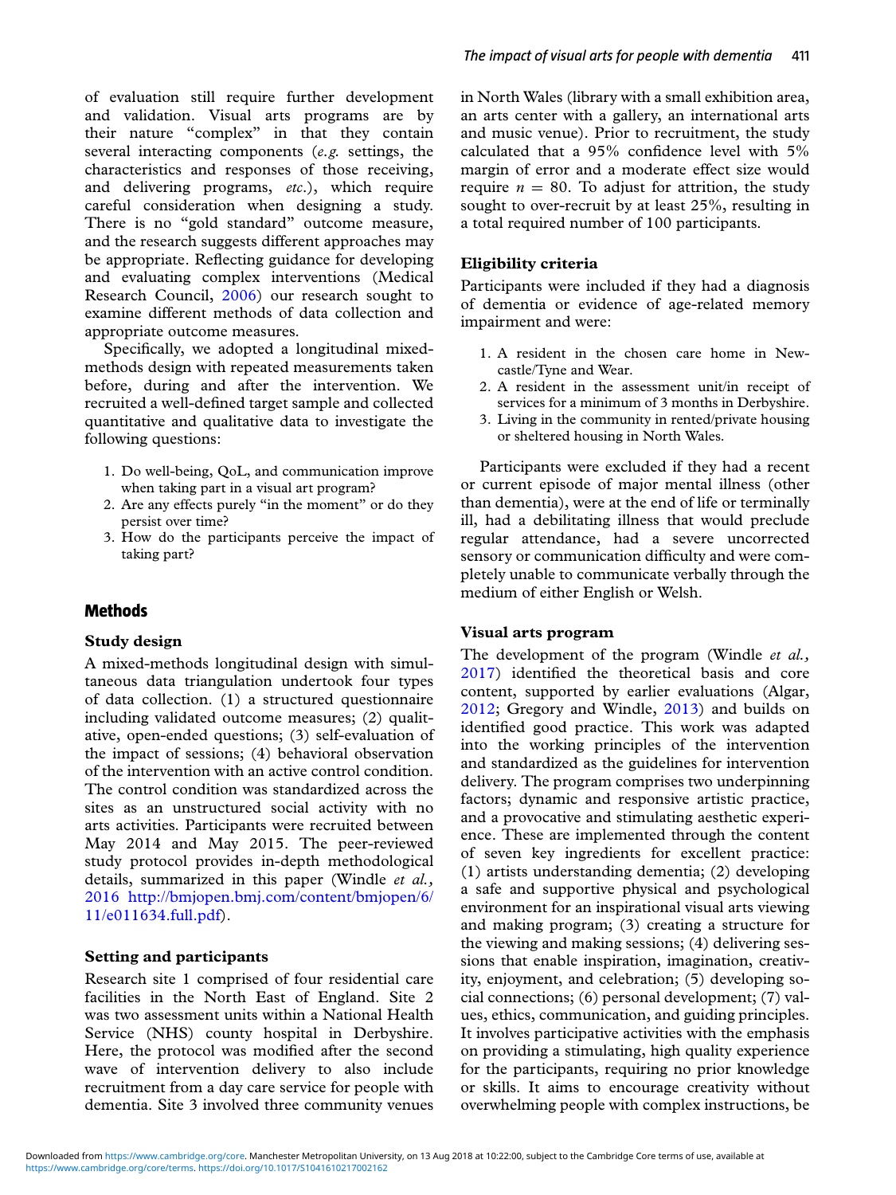of evaluation still require further development and validation. Visual arts programs are by their nature "complex" in that they contain several interacting components (*e.g.* settings, the characteristics and responses of those receiving, and delivering programs, *etc*.), which require careful consideration when designing a study. There is no "gold standard" outcome measure, and the research suggests different approaches may be appropriate. Reflecting guidance for developing and evaluating complex interventions (Medical Research Council, 2006) our research sought to examine different methods of data collection and appropriate outcome measures.

Specifically, we adopted a longitudinal mixed-methods design with repeated measurements taken before, during and after the intervention. We recruited a well-defined target sample and collected quantitative and qualitative data to investigate the following questions:

1. Do well-being, QoL, and communication improve when taking part in a visual art program?
2. Are any effects purely "in the moment" or do they persist over time?
3. How do the participants perceive the impact of taking part?

## Methods

### Study design

A mixed-methods longitudinal design with simultaneous data triangulation undertook four types of data collection. (1) a structured questionnaire including validated outcome measures; (2) qualitative, open-ended questions; (3) self-evaluation of the impact of sessions; (4) behavioral observation of the intervention with an active control condition. The control condition was standardized across the sites as an unstructured social activity with no arts activities. Participants were recruited between May 2014 and May 2015. The peer-reviewed study protocol provides in-depth methodological details, summarized in this paper (Windle *et al.,* 2016 http://bmjopen.bmj.com/content/bmjopen/6/11/e011634.full.pdf).

### Setting and participants

Research site 1 comprised of four residential care facilities in the North East of England. Site 2 was two assessment units within a National Health Service (NHS) county hospital in Derbyshire. Here, the protocol was modified after the second wave of intervention delivery to also include recruitment from a day care service for people with dementia. Site 3 involved three community venues in North Wales (library with a small exhibition area, an arts center with a gallery, an international arts and music venue). Prior to recruitment, the study calculated that a 95% confidence level with 5% margin of error and a moderate effect size would require $n = 80$. To adjust for attrition, the study sought to over-recruit by at least 25%, resulting in a total required number of 100 participants.

### Eligibility criteria

Participants were included if they had a diagnosis of dementia or evidence of age-related memory impairment and were:

1. A resident in the chosen care home in Newcastle/Tyne and Wear.
2. A resident in the assessment unit/in receipt of services for a minimum of 3 months in Derbyshire.
3. Living in the community in rented/private housing or sheltered housing in North Wales.

Participants were excluded if they had a recent or current episode of major mental illness (other than dementia), were at the end of life or terminally ill, had a debilitating illness that would preclude regular attendance, had a severe uncorrected sensory or communication difficulty and were completely unable to communicate verbally through the medium of either English or Welsh.

### Visual arts program

The development of the program (Windle *et al.,* 2017) identified the theoretical basis and core content, supported by earlier evaluations (Algar, 2012; Gregory and Windle, 2013) and builds on identified good practice. This work was adapted into the working principles of the intervention and standardized as the guidelines for intervention delivery. The program comprises two underpinning factors; dynamic and responsive artistic practice, and a provocative and stimulating aesthetic experience. These are implemented through the content of seven key ingredients for excellent practice: (1) artists understanding dementia; (2) developing a safe and supportive physical and psychological environment for an inspirational visual arts viewing and making program; (3) creating a structure for the viewing and making sessions; (4) delivering sessions that enable inspiration, imagination, creativity, enjoyment, and celebration; (5) developing social connections; (6) personal development; (7) values, ethics, communication, and guiding principles. It involves participative activities with the emphasis on providing a stimulating, high quality experience for the participants, requiring no prior knowledge or skills. It aims to encourage creativity without overwhelming people with complex instructions, be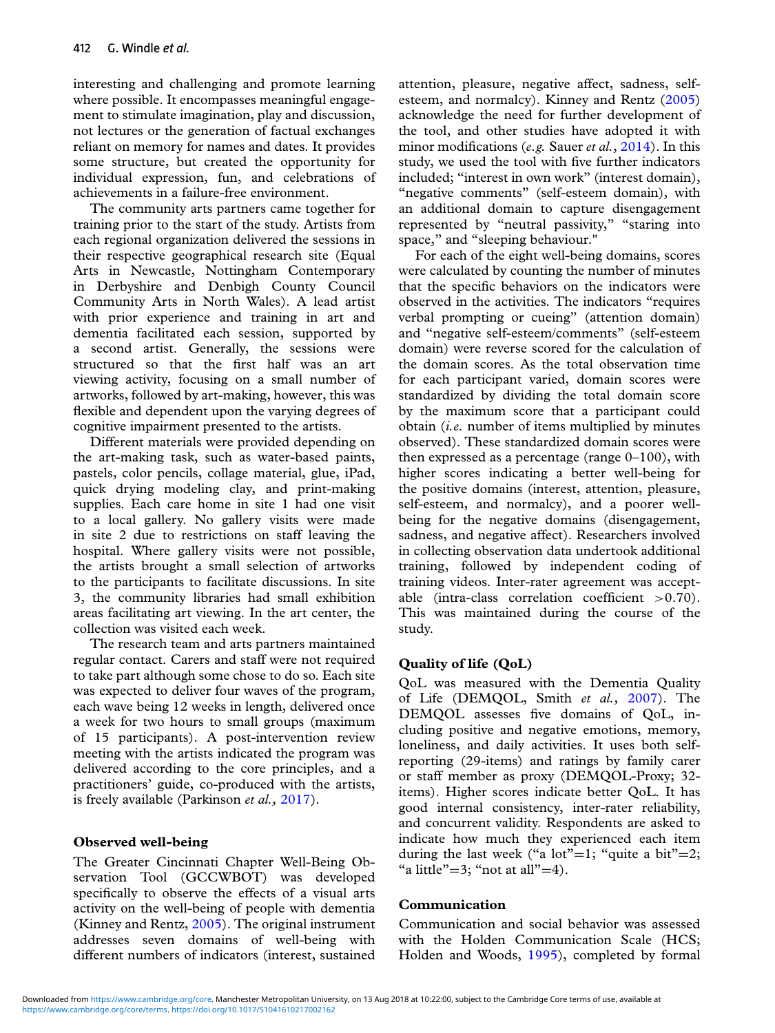interesting and challenging and promote learning where possible. It encompasses meaningful engagement to stimulate imagination, play and discussion, not lectures or the generation of factual exchanges reliant on memory for names and dates. It provides some structure, but created the opportunity for individual expression, fun, and celebrations of achievements in a failure-free environment.

The community arts partners came together for training prior to the start of the study. Artists from each regional organization delivered the sessions in their respective geographical research site (Equal Arts in Newcastle, Nottingham Contemporary in Derbyshire and Denbigh County Council Community Arts in North Wales). A lead artist with prior experience and training in art and dementia facilitated each session, supported by a second artist. Generally, the sessions were structured so that the first half was an art viewing activity, focusing on a small number of artworks, followed by art-making, however, this was flexible and dependent upon the varying degrees of cognitive impairment presented to the artists.

Different materials were provided depending on the art-making task, such as water-based paints, pastels, color pencils, collage material, glue, iPad, quick drying modeling clay, and print-making supplies. Each care home in site 1 had one visit to a local gallery. No gallery visits were made in site 2 due to restrictions on staff leaving the hospital. Where gallery visits were not possible, the artists brought a small selection of artworks to the participants to facilitate discussions. In site 3, the community libraries had small exhibition areas facilitating art viewing. In the art center, the collection was visited each week.

The research team and arts partners maintained regular contact. Carers and staff were not required to take part although some chose to do so. Each site was expected to deliver four waves of the program, each wave being 12 weeks in length, delivered once a week for two hours to small groups (maximum of 15 participants). A post-intervention review meeting with the artists indicated the program was delivered according to the core principles, and a practitioners' guide, co-produced with the artists, is freely available (Parkinson *et al.,* 2017).

### Observed well-being

The Greater Cincinnati Chapter Well-Being Observation Tool (GCCWBOT) was developed specifically to observe the effects of a visual arts activity on the well-being of people with dementia (Kinney and Rentz, 2005). The original instrument addresses seven domains of well-being with different numbers of indicators (interest, sustained attention, pleasure, negative affect, sadness, self-esteem, and normalcy). Kinney and Rentz (2005) acknowledge the need for further development of the tool, and other studies have adopted it with minor modifications (*e.g.* Sauer *et al.*, 2014). In this study, we used the tool with five further indicators included; "interest in own work" (interest domain), "negative comments" (self-esteem domain), with an additional domain to capture disengagement represented by "neutral passivity," "staring into space," and "sleeping behaviour."

For each of the eight well-being domains, scores were calculated by counting the number of minutes that the specific behaviors on the indicators were observed in the activities. The indicators "requires verbal prompting or cueing" (attention domain) and "negative self-esteem/comments" (self-esteem domain) were reverse scored for the calculation of the domain scores. As the total observation time for each participant varied, domain scores were standardized by dividing the total domain score by the maximum score that a participant could obtain (*i.e.* number of items multiplied by minutes observed). These standardized domain scores were then expressed as a percentage (range 0–100), with higher scores indicating a better well-being for the positive domains (interest, attention, pleasure, self-esteem, and normalcy), and a poorer well-being for the negative domains (disengagement, sadness, and negative affect). Researchers involved in collecting observation data undertook additional training, followed by independent coding of training videos. Inter-rater agreement was acceptable (intra-class correlation coefficient $>0.70$). This was maintained during the course of the study.

### Quality of life (QoL)

QoL was measured with the Dementia Quality of Life (DEMQOL, Smith *et al.,* 2007). The DEMQOL assesses five domains of QoL, including positive and negative emotions, memory, loneliness, and daily activities. It uses both self-reporting (29-items) and ratings by family carer or staff member as proxy (DEMQOL-Proxy; 32-items). Higher scores indicate better QoL. It has good internal consistency, inter-rater reliability, and concurrent validity. Respondents are asked to indicate how much they experienced each item during the last week ("a lot"=1; "quite a bit"=2; "a little"=3; "not at all"=4).

### Communication

Communication and social behavior was assessed with the Holden Communication Scale (HCS; Holden and Woods, 1995), completed by formal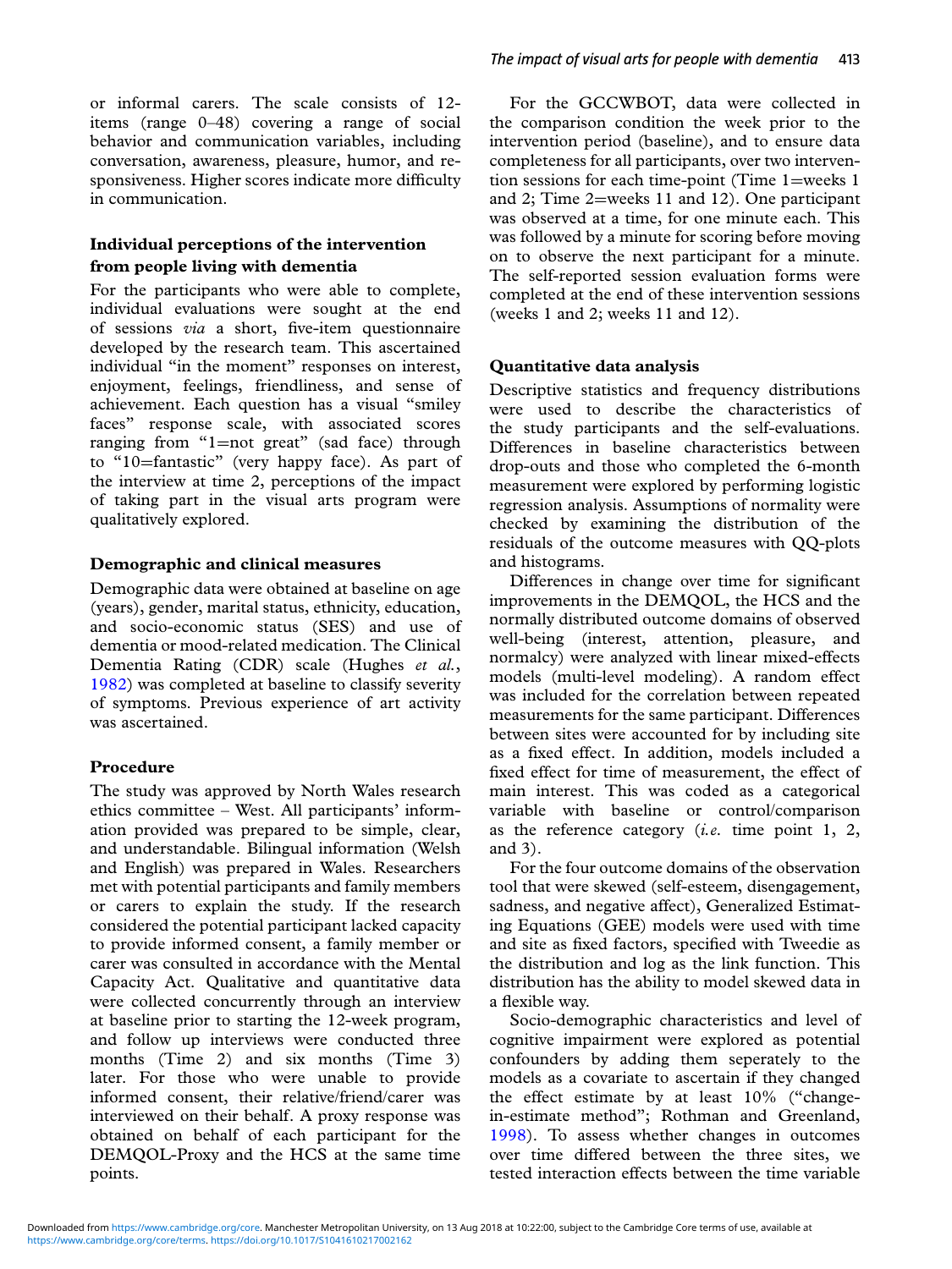or informal carers. The scale consists of 12-items (range 0–48) covering a range of social behavior and communication variables, including conversation, awareness, pleasure, humor, and responsiveness. Higher scores indicate more difficulty in communication.

### Individual perceptions of the intervention from people living with dementia

For the participants who were able to complete, individual evaluations were sought at the end of sessions *via* a short, five-item questionnaire developed by the research team. This ascertained individual "in the moment" responses on interest, enjoyment, feelings, friendliness, and sense of achievement. Each question has a visual "smiley faces" response scale, with associated scores ranging from "1=not great" (sad face) through to "10=fantastic" (very happy face). As part of the interview at time 2, perceptions of the impact of taking part in the visual arts program were qualitatively explored.

### Demographic and clinical measures

Demographic data were obtained at baseline on age (years), gender, marital status, ethnicity, education, and socio-economic status (SES) and use of dementia or mood-related medication. The Clinical Dementia Rating (CDR) scale (Hughes *et al.*, 1982) was completed at baseline to classify severity of symptoms. Previous experience of art activity was ascertained.

### Procedure

The study was approved by North Wales research ethics committee – West. All participants' information provided was prepared to be simple, clear, and understandable. Bilingual information (Welsh and English) was prepared in Wales. Researchers met with potential participants and family members or carers to explain the study. If the research considered the potential participant lacked capacity to provide informed consent, a family member or carer was consulted in accordance with the Mental Capacity Act. Qualitative and quantitative data were collected concurrently through an interview at baseline prior to starting the 12-week program, and follow up interviews were conducted three months (Time 2) and six months (Time 3) later. For those who were unable to provide informed consent, their relative/friend/carer was interviewed on their behalf. A proxy response was obtained on behalf of each participant for the DEMQOL-Proxy and the HCS at the same time points.

For the GCCWBOT, data were collected in the comparison condition the week prior to the intervention period (baseline), and to ensure data completeness for all participants, over two intervention sessions for each time-point (Time 1=weeks 1 and 2; Time 2=weeks 11 and 12). One participant was observed at a time, for one minute each. This was followed by a minute for scoring before moving on to observe the next participant for a minute. The self-reported session evaluation forms were completed at the end of these intervention sessions (weeks 1 and 2; weeks 11 and 12).

### Quantitative data analysis

Descriptive statistics and frequency distributions were used to describe the characteristics of the study participants and the self-evaluations. Differences in baseline characteristics between drop-outs and those who completed the 6-month measurement were explored by performing logistic regression analysis. Assumptions of normality were checked by examining the distribution of the residuals of the outcome measures with QQ-plots and histograms.

Differences in change over time for significant improvements in the DEMQOL, the HCS and the normally distributed outcome domains of observed well-being (interest, attention, pleasure, and normalcy) were analyzed with linear mixed-effects models (multi-level modeling). A random effect was included for the correlation between repeated measurements for the same participant. Differences between sites were accounted for by including site as a fixed effect. In addition, models included a fixed effect for time of measurement, the effect of main interest. This was coded as a categorical variable with baseline or control/comparison as the reference category (*i.e.* time point 1, 2, and 3).

For the four outcome domains of the observation tool that were skewed (self-esteem, disengagement, sadness, and negative affect), Generalized Estimating Equations (GEE) models were used with time and site as fixed factors, specified with Tweedie as the distribution and log as the link function. This distribution has the ability to model skewed data in a flexible way.

Socio-demographic characteristics and level of cognitive impairment were explored as potential confounders by adding them seperately to the models as a covariate to ascertain if they changed the effect estimate by at least 10% ("change-in-estimate method"; Rothman and Greenland, 1998). To assess whether changes in outcomes over time differed between the three sites, we tested interaction effects between the time variable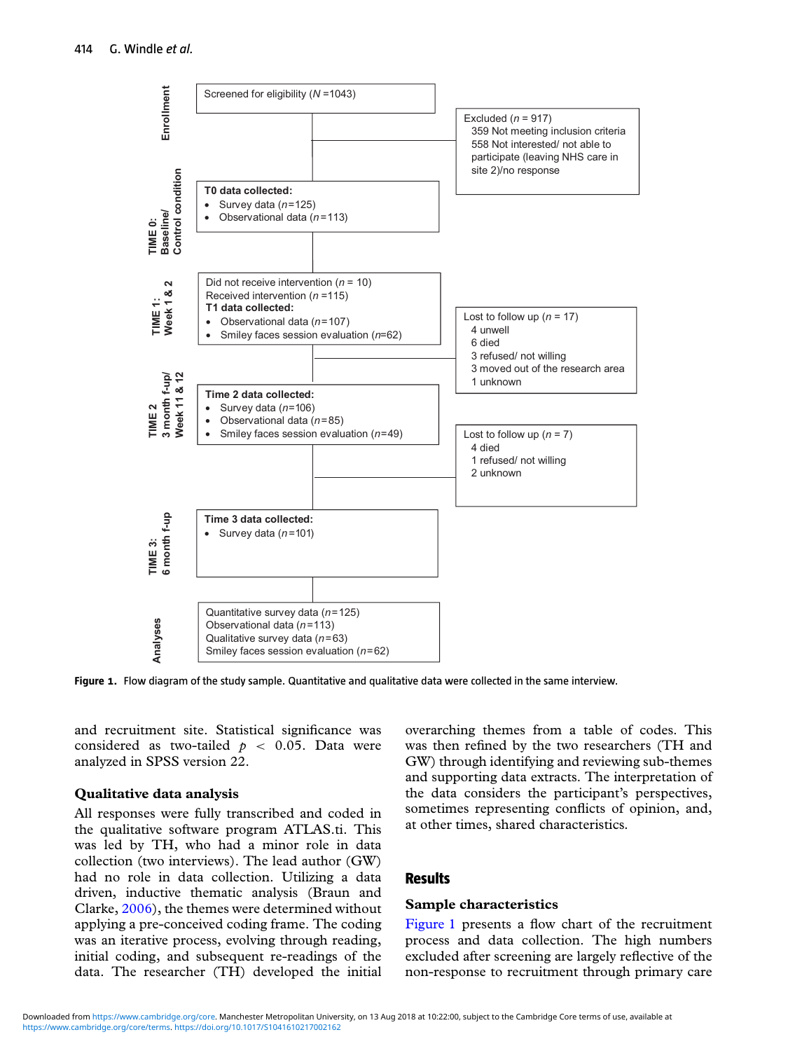Enrollment

Screened for eligibility ($N$ =1043)

Excluded ($n$ = 917)
- 359 Not meeting inclusion criteria
- 558 Not interested/ not able to participate (leaving NHS care in site 2)/no response

TIME 0: Baseline/ Control condition

**T0 data collected:**
- Survey data ($n$=125)
- Observational data ($n$=113)

TIME 1: Week 1 & 2

Did not receive intervention ($n$ = 10)
Received intervention ($n$ =115)
**T1 data collected:**
- Observational data ($n$=107)
- Smiley faces session evaluation ($n$=62)

Lost to follow up ($n$ = 17)
- 4 unwell
- 6 died
- 3 refused/ not willing
- 3 moved out of the research area
- 1 unknown

TIME 2 3 month f-up/ Week 11 & 12

**Time 2 data collected:**
- Survey data ($n$=106)
- Observational data ($n$=85)
- Smiley faces session evaluation ($n$=49)

Lost to follow up ($n$ = 7)
- 4 died
- 1 refused/ not willing
- 2 unknown

TIME 3: 6 month f-up

**Time 3 data collected:**
- Survey data ($n$=101)

Analyses

Quantitative survey data ($n$=125)
Observational data ($n$=113)
Qualitative survey data ($n$=63)
Smiley faces session evaluation ($n$=62)

**Figure 1.** Flow diagram of the study sample. Quantitative and qualitative data were collected in the same interview.

and recruitment site. Statistical significance was considered as two-tailed $p < 0.05$. Data were analyzed in SPSS version 22.

### Qualitative data analysis

All responses were fully transcribed and coded in the qualitative software program ATLAS.ti. This was led by TH, who had a minor role in data collection (two interviews). The lead author (GW) had no role in data collection. Utilizing a data driven, inductive thematic analysis (Braun and Clarke, 2006), the themes were determined without applying a pre-conceived coding frame. The coding was an iterative process, evolving through reading, initial coding, and subsequent re-readings of the data. The researcher (TH) developed the initial overarching themes from a table of codes. This was then refined by the two researchers (TH and GW) through identifying and reviewing sub-themes and supporting data extracts. The interpretation of the data considers the participant's perspectives, sometimes representing conflicts of opinion, and, at other times, shared characteristics.

## Results

### Sample characteristics

Figure 1 presents a flow chart of the recruitment process and data collection. The high numbers excluded after screening are largely reflective of the non-response to recruitment through primary care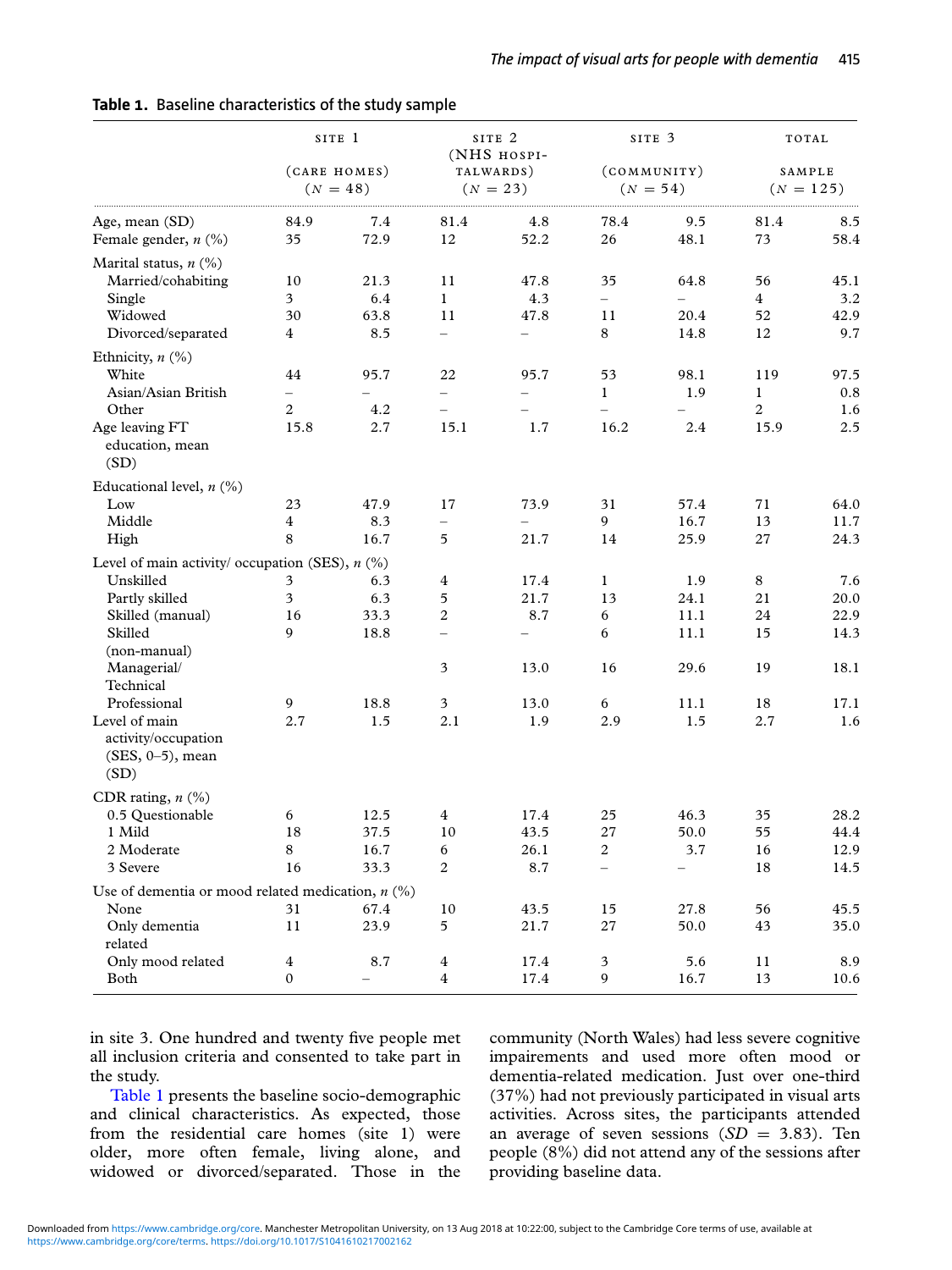**Table 1.** Baseline characteristics of the study sample

| | SITE 1 (CARE HOMES) (N = 48) | | SITE 2 (NHS HOSPITALWARDS) (N = 23) | | SITE 3 (COMMUNITY) (N = 54) | | TOTAL SAMPLE (N = 125) | |
|---|---|---|---|---|---|---|---|---|
| Age, mean (SD) | 84.9 | 7.4 | 81.4 | 4.8 | 78.4 | 9.5 | 81.4 | 8.5 |
| Female gender, n (%) | 35 | 72.9 | 12 | 52.2 | 26 | 48.1 | 73 | 58.4 |
| Marital status, n (%) | | | | | | | | |
| Married/cohabiting | 10 | 21.3 | 11 | 47.8 | 35 | 64.8 | 56 | 45.1 |
| Single | 3 | 6.4 | 1 | 4.3 | – | – | 4 | 3.2 |
| Widowed | 30 | 63.8 | 11 | 47.8 | 11 | 20.4 | 52 | 42.9 |
| Divorced/separated | 4 | 8.5 | – | – | 8 | 14.8 | 12 | 9.7 |
| Ethnicity, n (%) | | | | | | | | |
| White | 44 | 95.7 | 22 | 95.7 | 53 | 98.1 | 119 | 97.5 |
| Asian/Asian British | – | – | – | – | 1 | 1.9 | 1 | 0.8 |
| Other | 2 | 4.2 | – | – | – | – | 2 | 1.6 |
| Age leaving FT education, mean (SD) | 15.8 | 2.7 | 15.1 | 1.7 | 16.2 | 2.4 | 15.9 | 2.5 |
| Educational level, n (%) | | | | | | | | |
| Low | 23 | 47.9 | 17 | 73.9 | 31 | 57.4 | 71 | 64.0 |
| Middle | 4 | 8.3 | – | – | 9 | 16.7 | 13 | 11.7 |
| High | 8 | 16.7 | 5 | 21.7 | 14 | 25.9 | 27 | 24.3 |
| Level of main activity/ occupation (SES), n (%) | | | | | | | | |
| Unskilled | 3 | 6.3 | 4 | 17.4 | 1 | 1.9 | 8 | 7.6 |
| Partly skilled | 3 | 6.3 | 5 | 21.7 | 13 | 24.1 | 21 | 20.0 |
| Skilled (manual) | 16 | 33.3 | 2 | 8.7 | 6 | 11.1 | 24 | 22.9 |
| Skilled (non-manual) | 9 | 18.8 | – | – | 6 | 11.1 | 15 | 14.3 |
| Managerial/ Technical | | | 3 | 13.0 | 16 | 29.6 | 19 | 18.1 |
| Professional | 9 | 18.8 | 3 | 13.0 | 6 | 11.1 | 18 | 17.1 |
| Level of main activity/occupation (SES, 0–5), mean (SD) | 2.7 | 1.5 | 2.1 | 1.9 | 2.9 | 1.5 | 2.7 | 1.6 |
| CDR rating, n (%) | | | | | | | | |
| 0.5 Questionable | 6 | 12.5 | 4 | 17.4 | 25 | 46.3 | 35 | 28.2 |
| 1 Mild | 18 | 37.5 | 10 | 43.5 | 27 | 50.0 | 55 | 44.4 |
| 2 Moderate | 8 | 16.7 | 6 | 26.1 | 2 | 3.7 | 16 | 12.9 |
| 3 Severe | 16 | 33.3 | 2 | 8.7 | – | – | 18 | 14.5 |
| Use of dementia or mood related medication, n (%) | | | | | | | | |
| None | 31 | 67.4 | 10 | 43.5 | 15 | 27.8 | 56 | 45.5 |
| Only dementia related | 11 | 23.9 | 5 | 21.7 | 27 | 50.0 | 43 | 35.0 |
| Only mood related | 4 | 8.7 | 4 | 17.4 | 3 | 5.6 | 11 | 8.9 |
| Both | 0 | – | 4 | 17.4 | 9 | 16.7 | 13 | 10.6 |

in site 3. One hundred and twenty five people met all inclusion criteria and consented to take part in the study.

Table 1 presents the baseline socio-demographic and clinical characteristics. As expected, those from the residential care homes (site 1) were older, more often female, living alone, and widowed or divorced/separated. Those in the community (North Wales) had less severe cognitive impairements and used more often mood or dementia-related medication. Just over one-third (37%) had not previously participated in visual arts activities. Across sites, the participants attended an average of seven sessions ($SD$ = 3.83). Ten people (8%) did not attend any of the sessions after providing baseline data.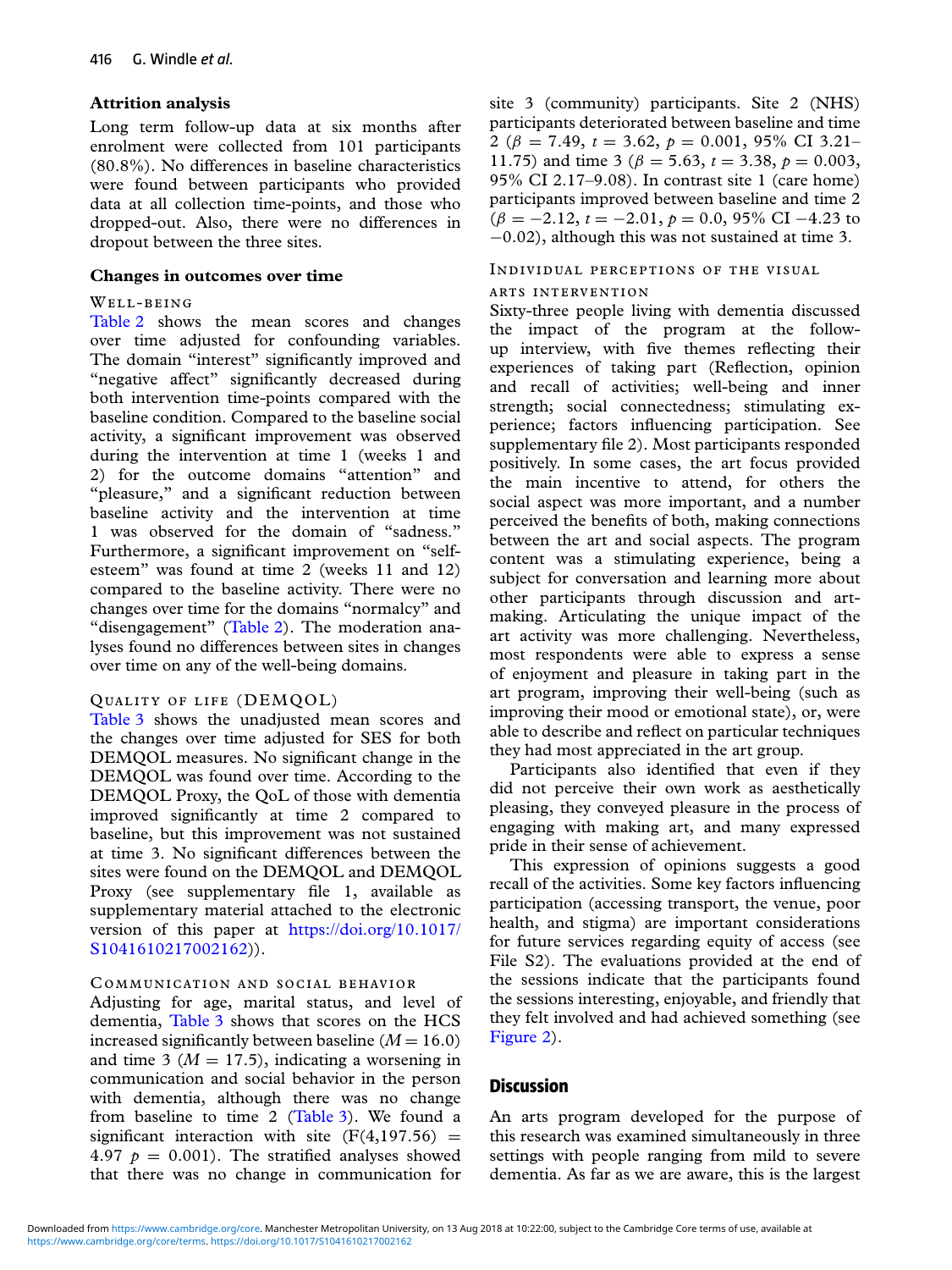### Attrition analysis

Long term follow-up data at six months after enrolment were collected from 101 participants (80.8%). No differences in baseline characteristics were found between participants who provided data at all collection time-points, and those who dropped-out. Also, there were no differences in dropout between the three sites.

### Changes in outcomes over time

#### Well-being

Table 2 shows the mean scores and changes over time adjusted for confounding variables. The domain "interest" significantly improved and "negative affect" significantly decreased during both intervention time-points compared with the baseline condition. Compared to the baseline social activity, a significant improvement was observed during the intervention at time 1 (weeks 1 and 2) for the outcome domains "attention" and "pleasure," and a significant reduction between baseline activity and the intervention at time 1 was observed for the domain of "sadness." Furthermore, a significant improvement on "self-esteem" was found at time 2 (weeks 11 and 12) compared to the baseline activity. There were no changes over time for the domains "normalcy" and "disengagement" (Table 2). The moderation analyses found no differences between sites in changes over time on any of the well-being domains.

#### Quality of life (DEMQOL)

Table 3 shows the unadjusted mean scores and the changes over time adjusted for SES for both DEMQOL measures. No significant change in the DEMQOL was found over time. According to the DEMQOL Proxy, the QoL of those with dementia improved significantly at time 2 compared to baseline, but this improvement was not sustained at time 3. No significant differences between the sites were found on the DEMQOL and DEMQOL Proxy (see supplementary file 1, available as supplementary material attached to the electronic version of this paper at https://doi.org/10.1017/S1041610217002162)).

#### Communication and social behavior

Adjusting for age, marital status, and level of dementia, Table 3 shows that scores on the HCS increased significantly between baseline ($M = 16.0$) and time 3 ($M = 17.5$), indicating a worsening in communication and social behavior in the person with dementia, although there was no change from baseline to time 2 (Table 3). We found a significant interaction with site ($F(4,197.56) = 4.97$ $p = 0.001$). The stratified analyses showed that there was no change in communication for site 3 (community) participants. Site 2 (NHS) participants deteriorated between baseline and time 2 ($\beta = 7.49$, $t = 3.62$, $p = 0.001$, 95% CI 3.21–11.75) and time 3 ($\beta = 5.63$, $t = 3.38$, $p = 0.003$, 95% CI 2.17–9.08). In contrast site 1 (care home) participants improved between baseline and time 2 ($\beta = -2.12$, $t = -2.01$, $p = 0.0$, 95% CI $-4.23$ to $-0.02$), although this was not sustained at time 3.

#### Individual perceptions of the visual arts intervention

Sixty-three people living with dementia discussed the impact of the program at the follow-up interview, with five themes reflecting their experiences of taking part (Reflection, opinion and recall of activities; well-being and inner strength; social connectedness; stimulating experience; factors influencing participation. See supplementary file 2). Most participants responded positively. In some cases, the art focus provided the main incentive to attend, for others the social aspect was more important, and a number perceived the benefits of both, making connections between the art and social aspects. The program content was a stimulating experience, being a subject for conversation and learning more about other participants through discussion and art-making. Articulating the unique impact of the art activity was more challenging. Nevertheless, most respondents were able to express a sense of enjoyment and pleasure in taking part in the art program, improving their well-being (such as improving their mood or emotional state), or, were able to describe and reflect on particular techniques they had most appreciated in the art group.

Participants also identified that even if they did not perceive their own work as aesthetically pleasing, they conveyed pleasure in the process of engaging with making art, and many expressed pride in their sense of achievement.

This expression of opinions suggests a good recall of the activities. Some key factors influencing participation (accessing transport, the venue, poor health, and stigma) are important considerations for future services regarding equity of access (see File S2). The evaluations provided at the end of the sessions indicate that the participants found the sessions interesting, enjoyable, and friendly that they felt involved and had achieved something (see Figure 2).

## Discussion

An arts program developed for the purpose of this research was examined simultaneously in three settings with people ranging from mild to severe dementia. As far as we are aware, this is the largest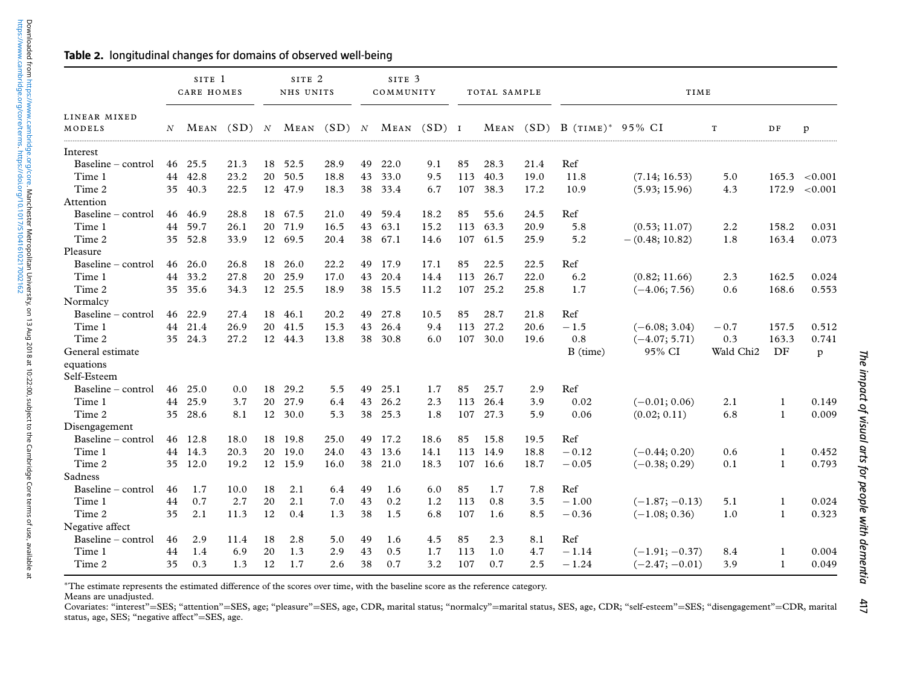**Table 2.** longitudinal changes for domains of observed well-being

| Linear mixed models | Site 1 Care homes | | | Site 2 NHS units | | | Site 3 Community | | | Total sample | | | Time | | | | |
|---|---|---|---|---|---|---|---|---|---|---|---|---|---|---|---|---|---|
| | *N* | Mean | (SD) | *N* | Mean | (SD) | *N* | Mean | (SD) | I | Mean | (SD) | B (time)* | 95% CI | T | DF | p |
| Interest | | | | | | | | | | | | | | | | | |
| Baseline – control | 46 | 25.5 | 21.3 | 18 | 52.5 | 28.9 | 49 | 22.0 | 9.1 | 85 | 28.3 | 21.4 | Ref | | | | |
| Time 1 | 44 | 42.8 | 23.2 | 20 | 50.5 | 18.8 | 43 | 33.0 | 9.5 | 113 | 40.3 | 19.0 | 11.8 | (7.14; 16.53) | 5.0 | 165.3 | <0.001 |
| Time 2 | 35 | 40.3 | 22.5 | 12 | 47.9 | 18.3 | 38 | 33.4 | 6.7 | 107 | 38.3 | 17.2 | 10.9 | (5.93; 15.96) | 4.3 | 172.9 | <0.001 |
| Attention | | | | | | | | | | | | | | | | | |
| Baseline – control | 46 | 46.9 | 28.8 | 18 | 67.5 | 21.0 | 49 | 59.4 | 18.2 | 85 | 55.6 | 24.5 | Ref | | | | |
| Time 1 | 44 | 59.7 | 26.1 | 20 | 71.9 | 16.5 | 43 | 63.1 | 15.2 | 113 | 63.3 | 20.9 | 5.8 | (0.53; 11.07) | 2.2 | 158.2 | 0.031 |
| Time 2 | 35 | 52.8 | 33.9 | 12 | 69.5 | 20.4 | 38 | 67.1 | 14.6 | 107 | 61.5 | 25.9 | 5.2 | – (0.48; 10.82) | 1.8 | 163.4 | 0.073 |
| Pleasure | | | | | | | | | | | | | | | | | |
| Baseline – control | 46 | 26.0 | 26.8 | 18 | 26.0 | 22.2 | 49 | 17.9 | 17.1 | 85 | 22.5 | 22.5 | Ref | | | | |
| Time 1 | 44 | 33.2 | 27.8 | 20 | 25.9 | 17.0 | 43 | 20.4 | 14.4 | 113 | 26.7 | 22.0 | 6.2 | (0.82; 11.66) | 2.3 | 162.5 | 0.024 |
| Time 2 | 35 | 35.6 | 34.3 | 12 | 25.5 | 18.9 | 38 | 15.5 | 11.2 | 107 | 25.2 | 25.8 | 1.7 | (–4.06; 7.56) | 0.6 | 168.6 | 0.553 |
| Normalcy | | | | | | | | | | | | | | | | | |
| Baseline – control | 46 | 22.9 | 27.4 | 18 | 46.1 | 20.2 | 49 | 27.8 | 10.5 | 85 | 28.7 | 21.8 | Ref | | | | |
| Time 1 | 44 | 21.4 | 26.9 | 20 | 41.5 | 15.3 | 43 | 26.4 | 9.4 | 113 | 27.2 | 20.6 | – 1.5 | (–6.08; 3.04) | – 0.7 | 157.5 | 0.512 |
| Time 2 | 35 | 24.3 | 27.2 | 12 | 44.3 | 13.8 | 38 | 30.8 | 6.0 | 107 | 30.0 | 19.6 | 0.8 | (–4.07; 5.71) | 0.3 | 163.3 | 0.741 |
| General estimate equations | | | | | | | | | | | | | B (time) | 95% CI | Wald Chi2 | DF | p |
| Self-Esteem | | | | | | | | | | | | | | | | | |
| Baseline – control | 46 | 25.0 | 0.0 | 18 | 29.2 | 5.5 | 49 | 25.1 | 1.7 | 85 | 25.7 | 2.9 | Ref | | | | |
| Time 1 | 44 | 25.9 | 3.7 | 20 | 27.9 | 6.4 | 43 | 26.2 | 2.3 | 113 | 26.4 | 3.9 | 0.02 | (–0.01; 0.06) | 2.1 | 1 | 0.149 |
| Time 2 | 35 | 28.6 | 8.1 | 12 | 30.0 | 5.3 | 38 | 25.3 | 1.8 | 107 | 27.3 | 5.9 | 0.06 | (0.02; 0.11) | 6.8 | 1 | 0.009 |
| Disengagement | | | | | | | | | | | | | | | | | |
| Baseline – control | 46 | 12.8 | 18.0 | 18 | 19.8 | 25.0 | 49 | 17.2 | 18.6 | 85 | 15.8 | 19.5 | Ref | | | | |
| Time 1 | 44 | 14.3 | 20.3 | 20 | 19.0 | 24.0 | 43 | 13.6 | 14.1 | 113 | 14.9 | 18.8 | – 0.12 | (–0.44; 0.20) | 0.6 | 1 | 0.452 |
| Time 2 | 35 | 12.0 | 19.2 | 12 | 15.9 | 16.0 | 38 | 21.0 | 18.3 | 107 | 16.6 | 18.7 | – 0.05 | (–0.38; 0.29) | 0.1 | 1 | 0.793 |
| Sadness | | | | | | | | | | | | | | | | | |
| Baseline – control | 46 | 1.7 | 10.0 | 18 | 2.1 | 6.4 | 49 | 1.6 | 6.0 | 85 | 1.7 | 7.8 | Ref | | | | |
| Time 1 | 44 | 0.7 | 2.7 | 20 | 2.1 | 7.0 | 43 | 0.2 | 1.2 | 113 | 0.8 | 3.5 | – 1.00 | (–1.87; –0.13) | 5.1 | 1 | 0.024 |
| Time 2 | 35 | 2.1 | 11.3 | 12 | 0.4 | 1.3 | 38 | 1.5 | 6.8 | 107 | 1.6 | 8.5 | – 0.36 | (–1.08; 0.36) | 1.0 | 1 | 0.323 |
| Negative affect | | | | | | | | | | | | | | | | | |
| Baseline – control | 46 | 2.9 | 11.4 | 18 | 2.8 | 5.0 | 49 | 1.6 | 4.5 | 85 | 2.3 | 8.1 | Ref | | | | |
| Time 1 | 44 | 1.4 | 6.9 | 20 | 1.3 | 2.9 | 43 | 0.5 | 1.7 | 113 | 1.0 | 4.7 | – 1.14 | (–1.91; –0.37) | 8.4 | 1 | 0.004 |
| Time 2 | 35 | 0.3 | 1.3 | 12 | 1.7 | 2.6 | 38 | 0.7 | 3.2 | 107 | 0.7 | 2.5 | – 1.24 | (–2.47; –0.01) | 3.9 | 1 | 0.049 |

*The estimate represents the estimated difference of the scores over time, with the baseline score as the reference category.
Means are unadjusted.
Covariates: "interest"=SES; "attention"=SES, age; "pleasure"=SES, age, CDR, marital status; "normalcy"=marital status, SES, age, CDR; "self-esteem"=SES; "disengagement"=CDR, marital status, age, SES; "negative affect"=SES, age.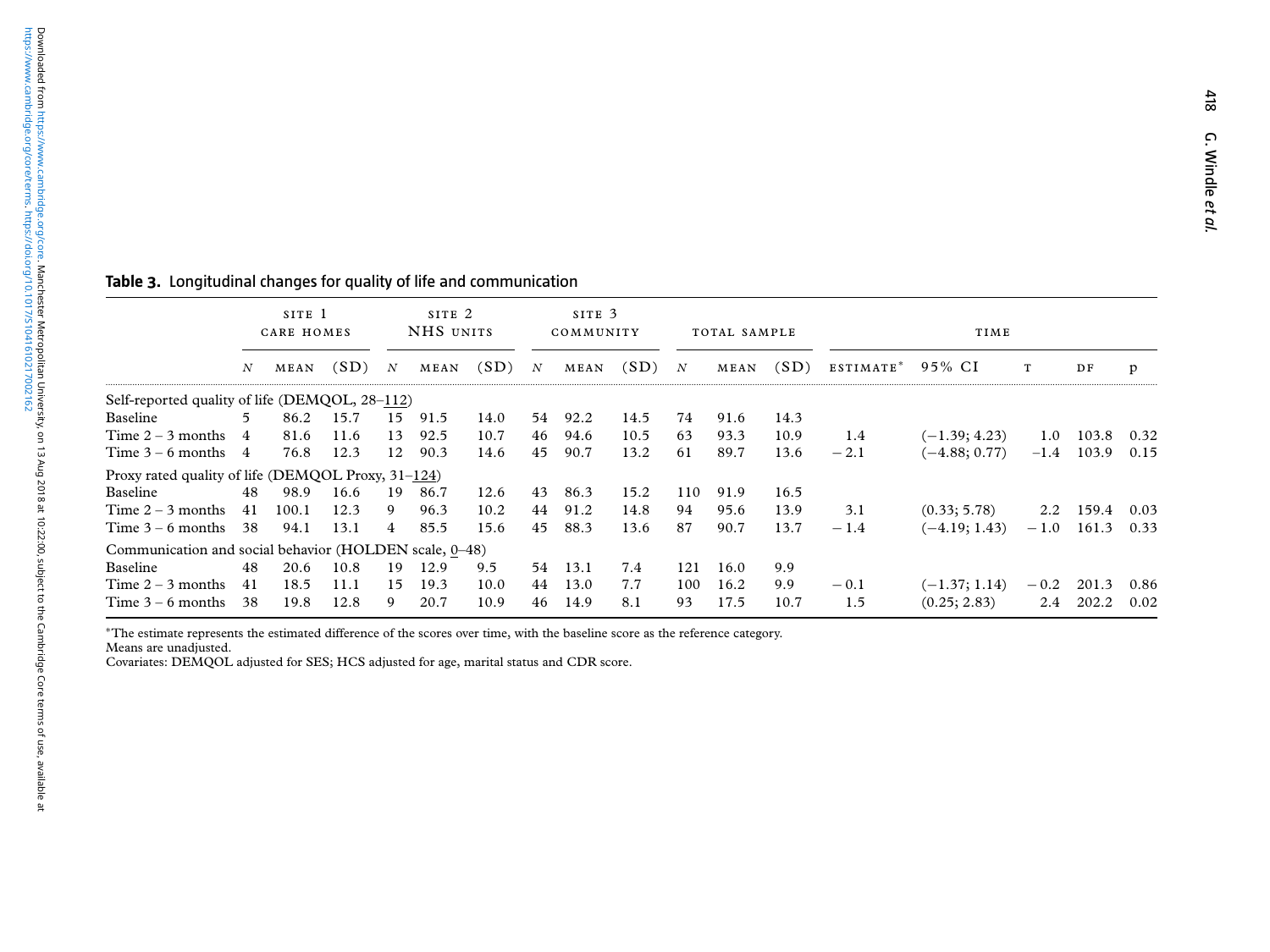**Table 3.** Longitudinal changes for quality of life and communication

| | Site 1 Care homes | | | Site 2 NHS units | | | Site 3 Community | | | Total sample | | | Time | | | | |
|---|---|---|---|---|---|---|---|---|---|---|---|---|---|---|---|---|---|
| | N | Mean | (SD) | N | Mean | (SD) | N | Mean | (SD) | N | Mean | (SD) | Estimate* | 95% CI | t | df | p |
| Self-reported quality of life (DEMQOL, 28–112) | | | | | | | | | | | | | | | | | |
| Baseline | 5 | 86.2 | 15.7 | 15 | 91.5 | 14.0 | 54 | 92.2 | 14.5 | 74 | 91.6 | 14.3 | | | | | |
| Time 2 – 3 months | 4 | 81.6 | 11.6 | 13 | 92.5 | 10.7 | 46 | 94.6 | 10.5 | 63 | 93.3 | 10.9 | 1.4 | (−1.39; 4.23) | 1.0 | 103.8 | 0.32 |
| Time 3 – 6 months | 4 | 76.8 | 12.3 | 12 | 90.3 | 14.6 | 45 | 90.7 | 13.2 | 61 | 89.7 | 13.6 | −2.1 | (−4.88; 0.77) | −1.4 | 103.9 | 0.15 |
| Proxy rated quality of life (DEMQOL Proxy, 31–124) | | | | | | | | | | | | | | | | | |
| Baseline | 48 | 98.9 | 16.6 | 19 | 86.7 | 12.6 | 43 | 86.3 | 15.2 | 110 | 91.9 | 16.5 | | | | | |
| Time 2 – 3 months | 41 | 100.1 | 12.3 | 9 | 96.3 | 10.2 | 44 | 91.2 | 14.8 | 94 | 95.6 | 13.9 | 3.1 | (0.33; 5.78) | 2.2 | 159.4 | 0.03 |
| Time 3 – 6 months | 38 | 94.1 | 13.1 | 4 | 85.5 | 15.6 | 45 | 88.3 | 13.6 | 87 | 90.7 | 13.7 | −1.4 | (−4.19; 1.43) | −1.0 | 161.3 | 0.33 |
| Communication and social behavior (HOLDEN scale, 0–48) | | | | | | | | | | | | | | | | | |
| Baseline | 48 | 20.6 | 10.8 | 19 | 12.9 | 9.5 | 54 | 13.1 | 7.4 | 121 | 16.0 | 9.9 | | | | | |
| Time 2 – 3 months | 41 | 18.5 | 11.1 | 15 | 19.3 | 10.0 | 44 | 13.0 | 7.7 | 100 | 16.2 | 9.9 | −0.1 | (−1.37; 1.14) | −0.2 | 201.3 | 0.86 |
| Time 3 – 6 months | 38 | 19.8 | 12.8 | 9 | 20.7 | 10.9 | 46 | 14.9 | 8.1 | 93 | 17.5 | 10.7 | 1.5 | (0.25; 2.83) | 2.4 | 202.2 | 0.02 |

*The estimate represents the estimated difference of the scores over time, with the baseline score as the reference category.
Means are unadjusted.
Covariates: DEMQOL adjusted for SES; HCS adjusted for age, marital status and CDR score.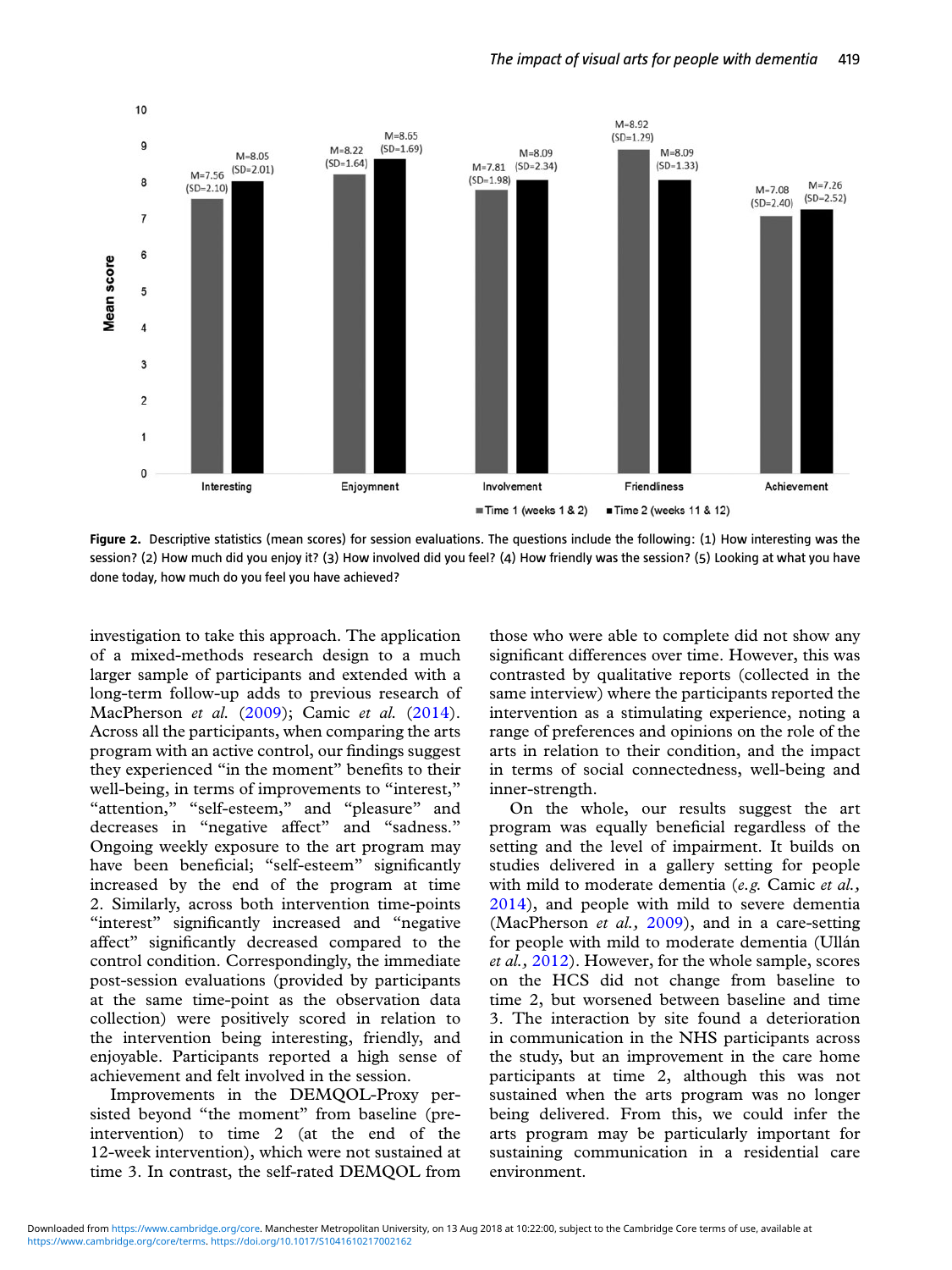**Figure 2.** Descriptive statistics (mean scores) for session evaluations. The questions include the following: (1) How interesting was the session? (2) How much did you enjoy it? (3) How involved did you feel? (4) How friendly was the session? (5) Looking at what you have done today, how much do you feel you have achieved?

investigation to take this approach. The application of a mixed-methods research design to a much larger sample of participants and extended with a long-term follow-up adds to previous research of MacPherson *et al.* (2009); Camic *et al.* (2014). Across all the participants, when comparing the arts program with an active control, our findings suggest they experienced "in the moment" benefits to their well-being, in terms of improvements to "interest," "attention," "self-esteem," and "pleasure" and decreases in "negative affect" and "sadness." Ongoing weekly exposure to the art program may have been beneficial; "self-esteem" significantly increased by the end of the program at time 2. Similarly, across both intervention time-points "interest" significantly increased and "negative affect" significantly decreased compared to the control condition. Correspondingly, the immediate post-session evaluations (provided by participants at the same time-point as the observation data collection) were positively scored in relation to the intervention being interesting, friendly, and enjoyable. Participants reported a high sense of achievement and felt involved in the session.

Improvements in the DEMQOL-Proxy persisted beyond "the moment" from baseline (pre-intervention) to time 2 (at the end of the 12-week intervention), which were not sustained at time 3. In contrast, the self-rated DEMQOL from those who were able to complete did not show any significant differences over time. However, this was contrasted by qualitative reports (collected in the same interview) where the participants reported the intervention as a stimulating experience, noting a range of preferences and opinions on the role of the arts in relation to their condition, and the impact in terms of social connectedness, well-being and inner-strength.

On the whole, our results suggest the art program was equally beneficial regardless of the setting and the level of impairment. It builds on studies delivered in a gallery setting for people with mild to moderate dementia (*e.g.* Camic *et al.,* 2014), and people with mild to severe dementia (MacPherson *et al.,* 2009), and in a care-setting for people with mild to moderate dementia (Ullán *et al.,* 2012). However, for the whole sample, scores on the HCS did not change from baseline to time 2, but worsened between baseline and time 3. The interaction by site found a deterioration in communication in the NHS participants across the study, but an improvement in the care home participants at time 2, although this was not sustained when the arts program was no longer being delivered. From this, we could infer the arts program may be particularly important for sustaining communication in a residential care environment.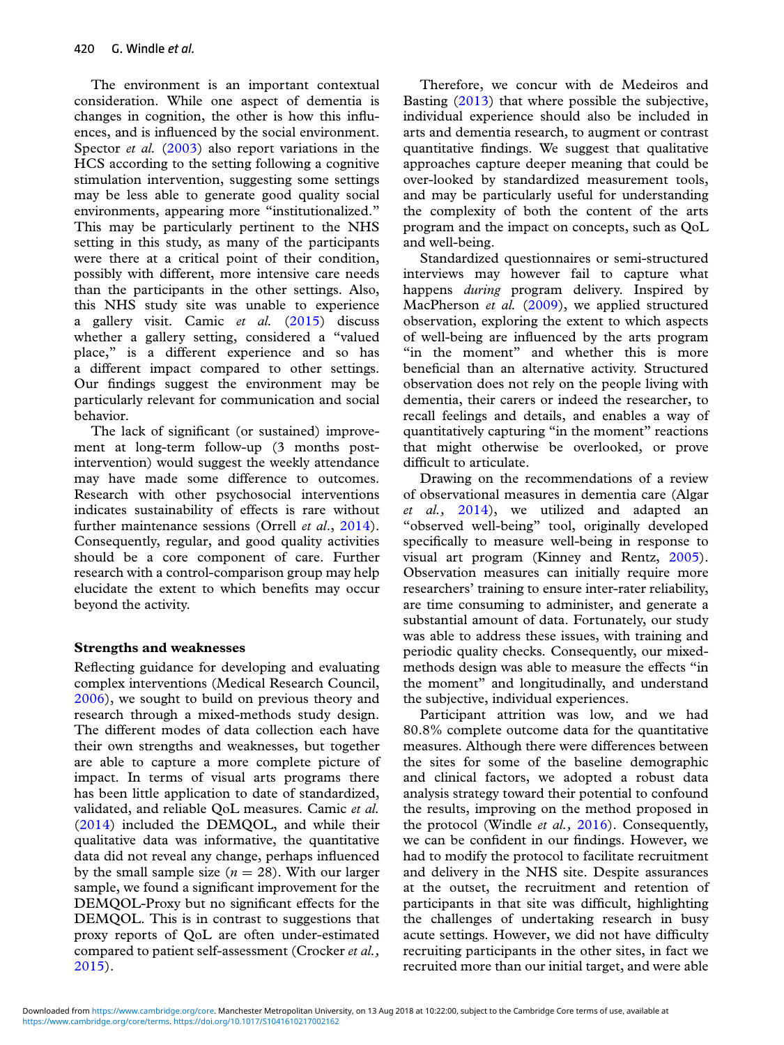The environment is an important contextual consideration. While one aspect of dementia is changes in cognition, the other is how this influences, and is influenced by the social environment. Spector *et al.* (2003) also report variations in the HCS according to the setting following a cognitive stimulation intervention, suggesting some settings may be less able to generate good quality social environments, appearing more "institutionalized." This may be particularly pertinent to the NHS setting in this study, as many of the participants were there at a critical point of their condition, possibly with different, more intensive care needs than the participants in the other settings. Also, this NHS study site was unable to experience a gallery visit. Camic *et al.* (2015) discuss whether a gallery setting, considered a "valued place," is a different experience and so has a different impact compared to other settings. Our findings suggest the environment may be particularly relevant for communication and social behavior.

The lack of significant (or sustained) improvement at long-term follow-up (3 months post-intervention) would suggest the weekly attendance may have made some difference to outcomes. Research with other psychosocial interventions indicates sustainability of effects is rare without further maintenance sessions (Orrell *et al*., 2014). Consequently, regular, and good quality activities should be a core component of care. Further research with a control-comparison group may help elucidate the extent to which benefits may occur beyond the activity.

## Strengths and weaknesses

Reflecting guidance for developing and evaluating complex interventions (Medical Research Council, 2006), we sought to build on previous theory and research through a mixed-methods study design. The different modes of data collection each have their own strengths and weaknesses, but together are able to capture a more complete picture of impact. In terms of visual arts programs there has been little application to date of standardized, validated, and reliable QoL measures. Camic *et al.* (2014) included the DEMQOL, and while their qualitative data was informative, the quantitative data did not reveal any change, perhaps influenced by the small sample size ($n = 28$). With our larger sample, we found a significant improvement for the DEMQOL-Proxy but no significant effects for the DEMQOL. This is in contrast to suggestions that proxy reports of QoL are often under-estimated compared to patient self-assessment (Crocker *et al.,* 2015).

Therefore, we concur with de Medeiros and Basting (2013) that where possible the subjective, individual experience should also be included in arts and dementia research, to augment or contrast quantitative findings. We suggest that qualitative approaches capture deeper meaning that could be over-looked by standardized measurement tools, and may be particularly useful for understanding the complexity of both the content of the arts program and the impact on concepts, such as QoL and well-being.

Standardized questionnaires or semi-structured interviews may however fail to capture what happens *during* program delivery. Inspired by MacPherson *et al.* (2009), we applied structured observation, exploring the extent to which aspects of well-being are influenced by the arts program "in the moment" and whether this is more beneficial than an alternative activity. Structured observation does not rely on the people living with dementia, their carers or indeed the researcher, to recall feelings and details, and enables a way of quantitatively capturing "in the moment" reactions that might otherwise be overlooked, or prove difficult to articulate.

Drawing on the recommendations of a review of observational measures in dementia care (Algar *et al.,* 2014), we utilized and adapted an "observed well-being" tool, originally developed specifically to measure well-being in response to visual art program (Kinney and Rentz, 2005). Observation measures can initially require more researchers' training to ensure inter-rater reliability, are time consuming to administer, and generate a substantial amount of data. Fortunately, our study was able to address these issues, with training and periodic quality checks. Consequently, our mixed-methods design was able to measure the effects "in the moment" and longitudinally, and understand the subjective, individual experiences.

Participant attrition was low, and we had 80.8% complete outcome data for the quantitative measures. Although there were differences between the sites for some of the baseline demographic and clinical factors, we adopted a robust data analysis strategy toward their potential to confound the results, improving on the method proposed in the protocol (Windle *et al.,* 2016). Consequently, we can be confident in our findings. However, we had to modify the protocol to facilitate recruitment and delivery in the NHS site. Despite assurances at the outset, the recruitment and retention of participants in that site was difficult, highlighting the challenges of undertaking research in busy acute settings. However, we did not have difficulty recruiting participants in the other sites, in fact we recruited more than our initial target, and were able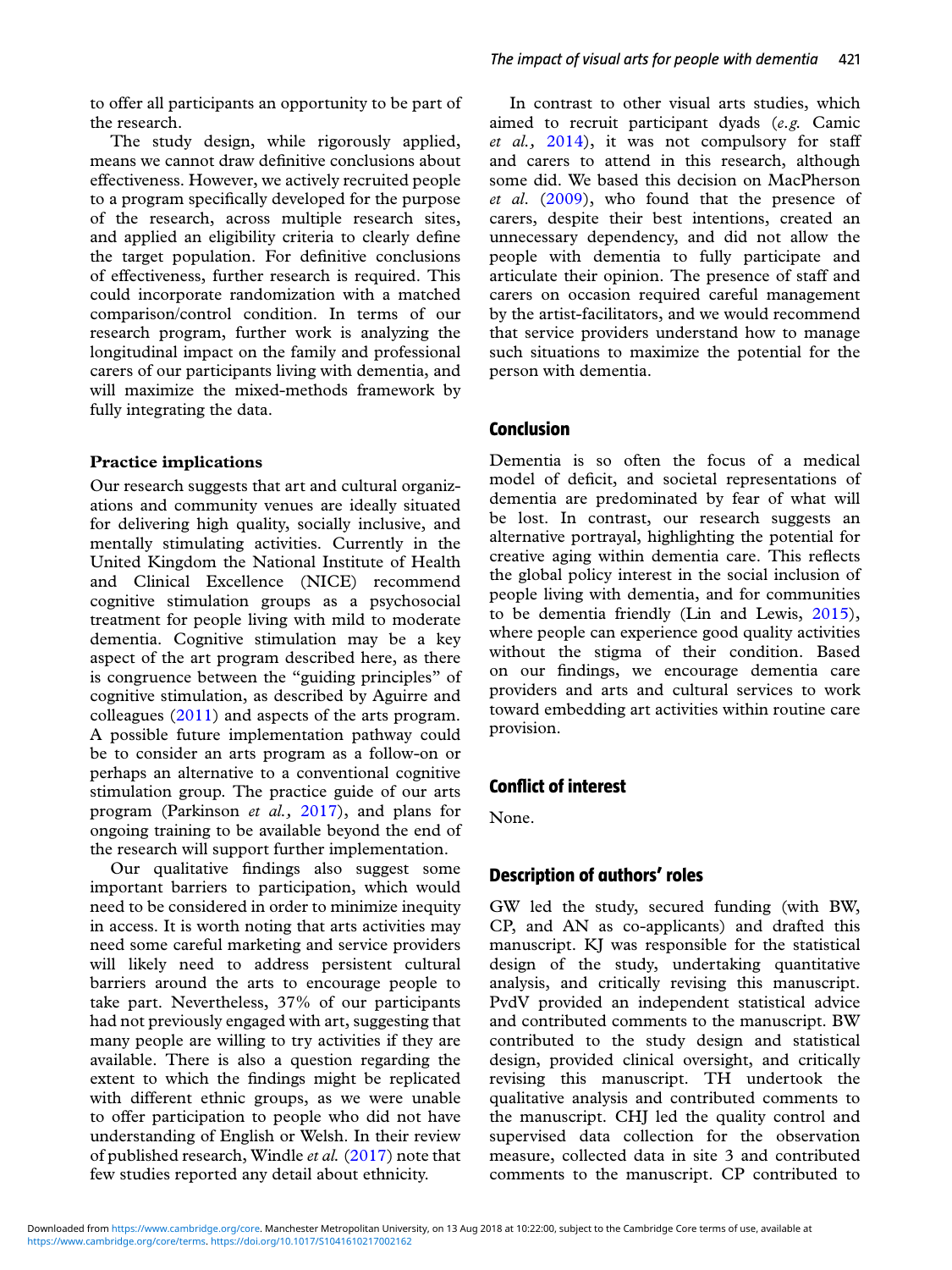to offer all participants an opportunity to be part of the research.

The study design, while rigorously applied, means we cannot draw definitive conclusions about effectiveness. However, we actively recruited people to a program specifically developed for the purpose of the research, across multiple research sites, and applied an eligibility criteria to clearly define the target population. For definitive conclusions of effectiveness, further research is required. This could incorporate randomization with a matched comparison/control condition. In terms of our research program, further work is analyzing the longitudinal impact on the family and professional carers of our participants living with dementia, and will maximize the mixed-methods framework by fully integrating the data.

### Practice implications

Our research suggests that art and cultural organizations and community venues are ideally situated for delivering high quality, socially inclusive, and mentally stimulating activities. Currently in the United Kingdom the National Institute of Health and Clinical Excellence (NICE) recommend cognitive stimulation groups as a psychosocial treatment for people living with mild to moderate dementia. Cognitive stimulation may be a key aspect of the art program described here, as there is congruence between the "guiding principles" of cognitive stimulation, as described by Aguirre and colleagues (2011) and aspects of the arts program. A possible future implementation pathway could be to consider an arts program as a follow-on or perhaps an alternative to a conventional cognitive stimulation group. The practice guide of our arts program (Parkinson *et al.,* 2017), and plans for ongoing training to be available beyond the end of the research will support further implementation.

Our qualitative findings also suggest some important barriers to participation, which would need to be considered in order to minimize inequity in access. It is worth noting that arts activities may need some careful marketing and service providers will likely need to address persistent cultural barriers around the arts to encourage people to take part. Nevertheless, 37% of our participants had not previously engaged with art, suggesting that many people are willing to try activities if they are available. There is also a question regarding the extent to which the findings might be replicated with different ethnic groups, as we were unable to offer participation to people who did not have understanding of English or Welsh. In their review of published research, Windle *et al.* (2017) note that few studies reported any detail about ethnicity.

In contrast to other visual arts studies, which aimed to recruit participant dyads (*e.g.* Camic *et al.,* 2014), it was not compulsory for staff and carers to attend in this research, although some did. We based this decision on MacPherson *et al*. (2009), who found that the presence of carers, despite their best intentions, created an unnecessary dependency, and did not allow the people with dementia to fully participate and articulate their opinion. The presence of staff and carers on occasion required careful management by the artist-facilitators, and we would recommend that service providers understand how to manage such situations to maximize the potential for the person with dementia.

## Conclusion

Dementia is so often the focus of a medical model of deficit, and societal representations of dementia are predominated by fear of what will be lost. In contrast, our research suggests an alternative portrayal, highlighting the potential for creative aging within dementia care. This reflects the global policy interest in the social inclusion of people living with dementia, and for communities to be dementia friendly (Lin and Lewis, 2015), where people can experience good quality activities without the stigma of their condition. Based on our findings, we encourage dementia care providers and arts and cultural services to work toward embedding art activities within routine care provision.

## Conflict of interest

None.

## Description of authors' roles

GW led the study, secured funding (with BW, CP, and AN as co-applicants) and drafted this manuscript. KJ was responsible for the statistical design of the study, undertaking quantitative analysis, and critically revising this manuscript. PvdV provided an independent statistical advice and contributed comments to the manuscript. BW contributed to the study design and statistical design, provided clinical oversight, and critically revising this manuscript. TH undertook the qualitative analysis and contributed comments to the manuscript. CHJ led the quality control and supervised data collection for the observation measure, collected data in site 3 and contributed comments to the manuscript. CP contributed to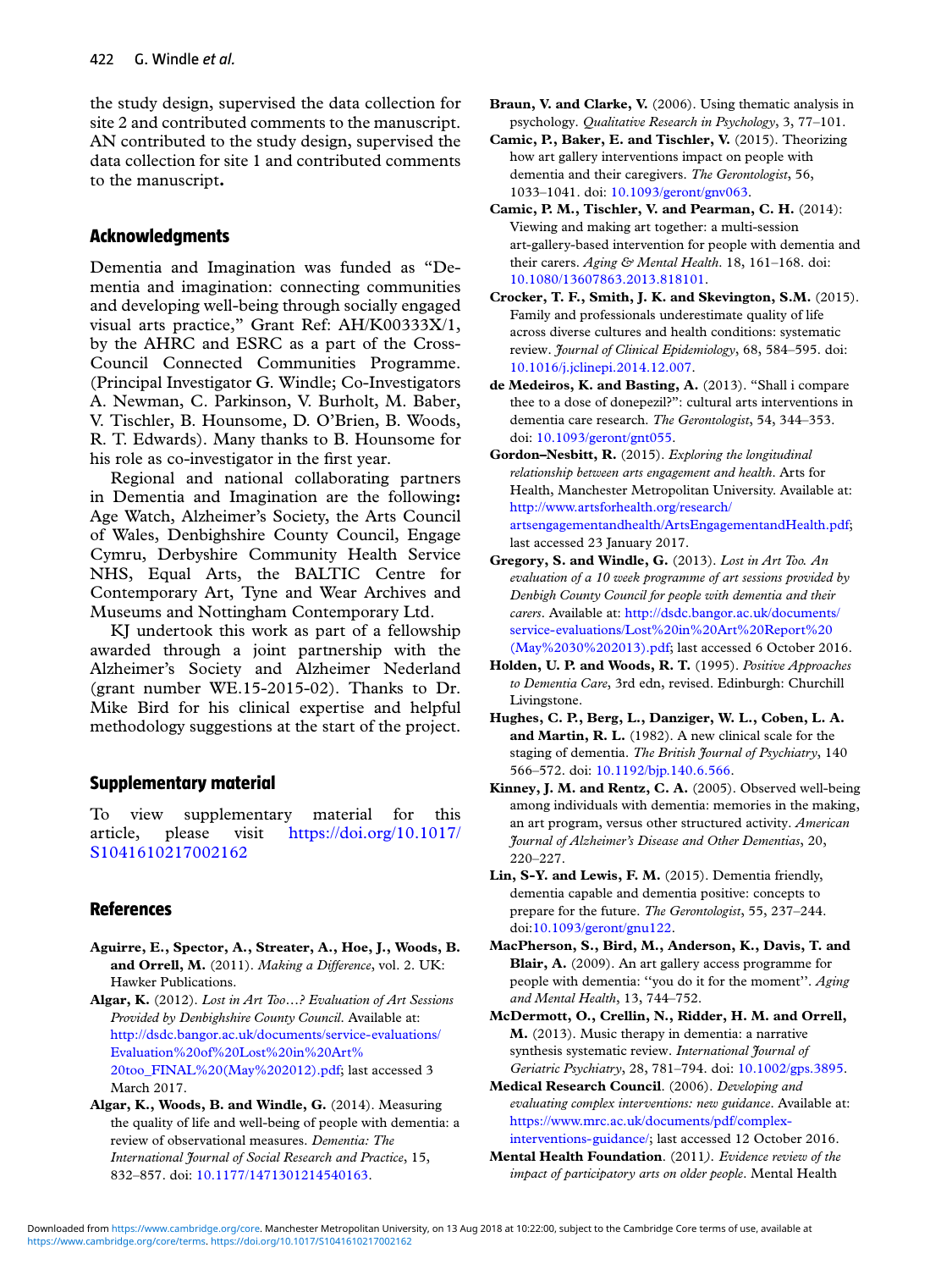the study design, supervised the data collection for site 2 and contributed comments to the manuscript. AN contributed to the study design, supervised the data collection for site 1 and contributed comments to the manuscript**.**

## Acknowledgments

Dementia and Imagination was funded as "Dementia and imagination: connecting communities and developing well-being through socially engaged visual arts practice," Grant Ref: AH/K00333X/1, by the AHRC and ESRC as a part of the Cross-Council Connected Communities Programme. (Principal Investigator G. Windle; Co-Investigators A. Newman, C. Parkinson, V. Burholt, M. Baber, V. Tischler, B. Hounsome, D. O'Brien, B. Woods, R. T. Edwards). Many thanks to B. Hounsome for his role as co-investigator in the first year.

Regional and national collaborating partners in Dementia and Imagination are the following**:** Age Watch, Alzheimer's Society, the Arts Council of Wales, Denbighshire County Council, Engage Cymru, Derbyshire Community Health Service NHS, Equal Arts, the BALTIC Centre for Contemporary Art, Tyne and Wear Archives and Museums and Nottingham Contemporary Ltd.

KJ undertook this work as part of a fellowship awarded through a joint partnership with the Alzheimer's Society and Alzheimer Nederland (grant number WE.15-2015-02). Thanks to Dr. Mike Bird for his clinical expertise and helpful methodology suggestions at the start of the project.

## Supplementary material

To view supplementary material for this article, please visit https://doi.org/10.1017/S1041610217002162

## References

**Aguirre, E., Spector, A., Streater, A., Hoe, J., Woods, B. and Orrell, M.** (2011). *Making a Difference*, vol. 2. UK: Hawker Publications.

**Algar, K.** (2012). *Lost in Art Too…? Evaluation of Art Sessions Provided by Denbighshire County Council*. Available at: http://dsdc.bangor.ac.uk/documents/service-evaluations/Evaluation%20of%20Lost%20in%20Art%20too_FINAL%20(May%202012).pdf; last accessed 3 March 2017.

**Algar, K., Woods, B. and Windle, G.** (2014). Measuring the quality of life and well-being of people with dementia: a review of observational measures. *Dementia: The International Journal of Social Research and Practice*, 15, 832–857. doi: 10.1177/1471301214540163.

**Braun, V. and Clarke, V.** (2006). Using thematic analysis in psychology. *Qualitative Research in Psychology*, 3, 77–101.

**Camic, P., Baker, E. and Tischler, V.** (2015). Theorizing how art gallery interventions impact on people with dementia and their caregivers. *The Gerontologist*, 56, 1033–1041. doi: 10.1093/geront/gnv063.

**Camic, P. M., Tischler, V. and Pearman, C. H.** (2014): Viewing and making art together: a multi-session art-gallery-based intervention for people with dementia and their carers. *Aging & Mental Health*. 18, 161–168. doi: 10.1080/13607863.2013.818101.

**Crocker, T. F., Smith, J. K. and Skevington, S.M.** (2015). Family and professionals underestimate quality of life across diverse cultures and health conditions: systematic review. *Journal of Clinical Epidemiology*, 68, 584–595. doi: 10.1016/j.jclinepi.2014.12.007.

**de Medeiros, K. and Basting, A.** (2013). "Shall i compare thee to a dose of donepezil?": cultural arts interventions in dementia care research. *The Gerontologist*, 54, 344–353. doi: 10.1093/geront/gnt055.

**Gordon–Nesbitt, R.** (2015). *Exploring the longitudinal relationship between arts engagement and health*. Arts for Health, Manchester Metropolitan University. Available at: http://www.artsforhealth.org/research/artsengagementandhealth/ArtsEngagementandHealth.pdf; last accessed 23 January 2017.

**Gregory, S. and Windle, G.** (2013). *Lost in Art Too. An evaluation of a 10 week programme of art sessions provided by Denbigh County Council for people with dementia and their carers*. Available at: http://dsdc.bangor.ac.uk/documents/service-evaluations/Lost%20in%20Art%20Report%20(May%2030%202013).pdf; last accessed 6 October 2016.

**Holden, U. P. and Woods, R. T.** (1995). *Positive Approaches to Dementia Care*, 3rd edn, revised. Edinburgh: Churchill Livingstone.

**Hughes, C. P., Berg, L., Danziger, W. L., Coben, L. A. and Martin, R. L.** (1982). A new clinical scale for the staging of dementia. *The British Journal of Psychiatry*, 140 566–572. doi: 10.1192/bjp.140.6.566.

**Kinney, J. M. and Rentz, C. A.** (2005). Observed well-being among individuals with dementia: memories in the making, an art program, versus other structured activity. *American Journal of Alzheimer's Disease and Other Dementias*, 20, 220–227.

**Lin, S-Y. and Lewis, F. M.** (2015). Dementia friendly, dementia capable and dementia positive: concepts to prepare for the future. *The Gerontologist*, 55, 237–244. doi:10.1093/geront/gnu122.

**MacPherson, S., Bird, M., Anderson, K., Davis, T. and Blair, A.** (2009). An art gallery access programme for people with dementia: ''you do it for the moment''. *Aging and Mental Health*, 13, 744–752.

**McDermott, O., Crellin, N., Ridder, H. M. and Orrell, M.** (2013). Music therapy in dementia: a narrative synthesis systematic review. *International Journal of Geriatric Psychiatry*, 28, 781–794. doi: 10.1002/gps.3895.

**Medical Research Council**. (2006). *Developing and evaluating complex interventions: new guidance*. Available at: https://www.mrc.ac.uk/documents/pdf/complex-interventions-guidance/; last accessed 12 October 2016.

**Mental Health Foundation**. (2011*). Evidence review of the impact of participatory arts on older people*. Mental Health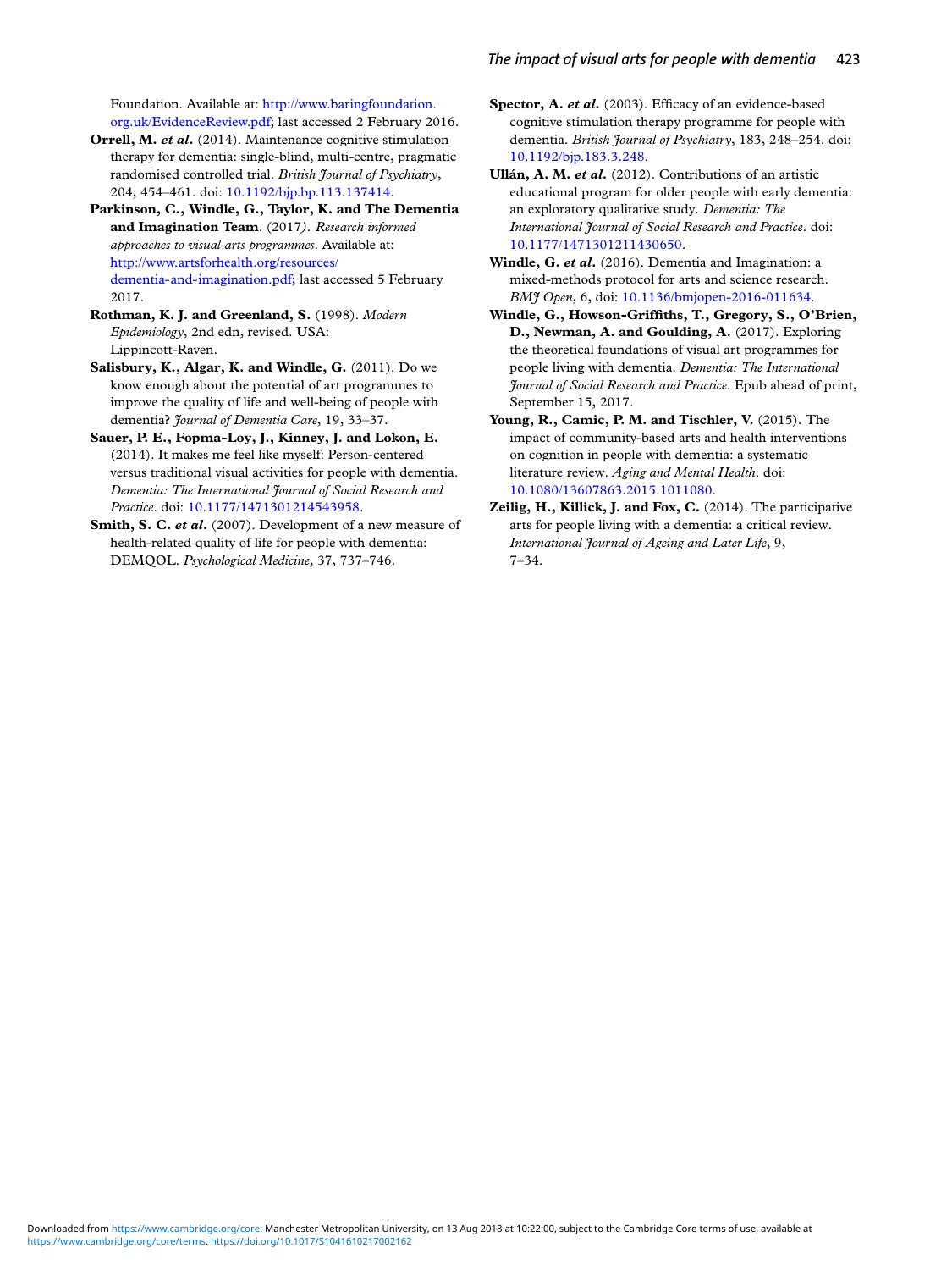Foundation. Available at: http://www.baringfoundation.org.uk/EvidenceReview.pdf; last accessed 2 February 2016.

**Orrell, M. *et al*.** (2014). Maintenance cognitive stimulation therapy for dementia: single-blind, multi-centre, pragmatic randomised controlled trial. *British Journal of Psychiatry*, 204, 454–461. doi: 10.1192/bjp.bp.113.137414.

**Parkinson, C., Windle, G., Taylor, K. and The Dementia and Imagination Team**. (2017). *Research informed approaches to visual arts programmes*. Available at: http://www.artsforhealth.org/resources/dementia-and-imagination.pdf; last accessed 5 February 2017.

**Rothman, K. J. and Greenland, S.** (1998). *Modern Epidemiology*, 2nd edn, revised. USA: Lippincott-Raven.

**Salisbury, K., Algar, K. and Windle, G.** (2011). Do we know enough about the potential of art programmes to improve the quality of life and well-being of people with dementia? *Journal of Dementia Care*, 19, 33–37.

**Sauer, P. E., Fopma-Loy, J., Kinney, J. and Lokon, E.** (2014). It makes me feel like myself: Person-centered versus traditional visual activities for people with dementia. *Dementia: The International Journal of Social Research and Practice*. doi: 10.1177/1471301214543958.

**Smith, S. C. *et al*.** (2007). Development of a new measure of health-related quality of life for people with dementia: DEMQOL. *Psychological Medicine*, 37, 737–746.

**Spector, A. *et al*.** (2003). Efficacy of an evidence-based cognitive stimulation therapy programme for people with dementia. *British Journal of Psychiatry*, 183, 248–254. doi: 10.1192/bjp.183.3.248.

**Ullán, A. M. *et al*.** (2012). Contributions of an artistic educational program for older people with early dementia: an exploratory qualitative study. *Dementia: The International Journal of Social Research and Practice*. doi: 10.1177/1471301211430650.

**Windle, G. *et al*.** (2016). Dementia and Imagination: a mixed-methods protocol for arts and science research. *BMJ Open*, 6, doi: 10.1136/bmjopen-2016-011634.

**Windle, G., Howson-Griffiths, T., Gregory, S., O'Brien, D., Newman, A. and Goulding, A.** (2017). Exploring the theoretical foundations of visual art programmes for people living with dementia. *Dementia: The International Journal of Social Research and Practice*. Epub ahead of print, September 15, 2017.

**Young, R., Camic, P. M. and Tischler, V.** (2015). The impact of community-based arts and health interventions on cognition in people with dementia: a systematic literature review. *Aging and Mental Health*. doi: 10.1080/13607863.2015.1011080.

**Zeilig, H., Killick, J. and Fox, C.** (2014). The participative arts for people living with a dementia: a critical review. *International Journal of Ageing and Later Life*, 9, 7–34.